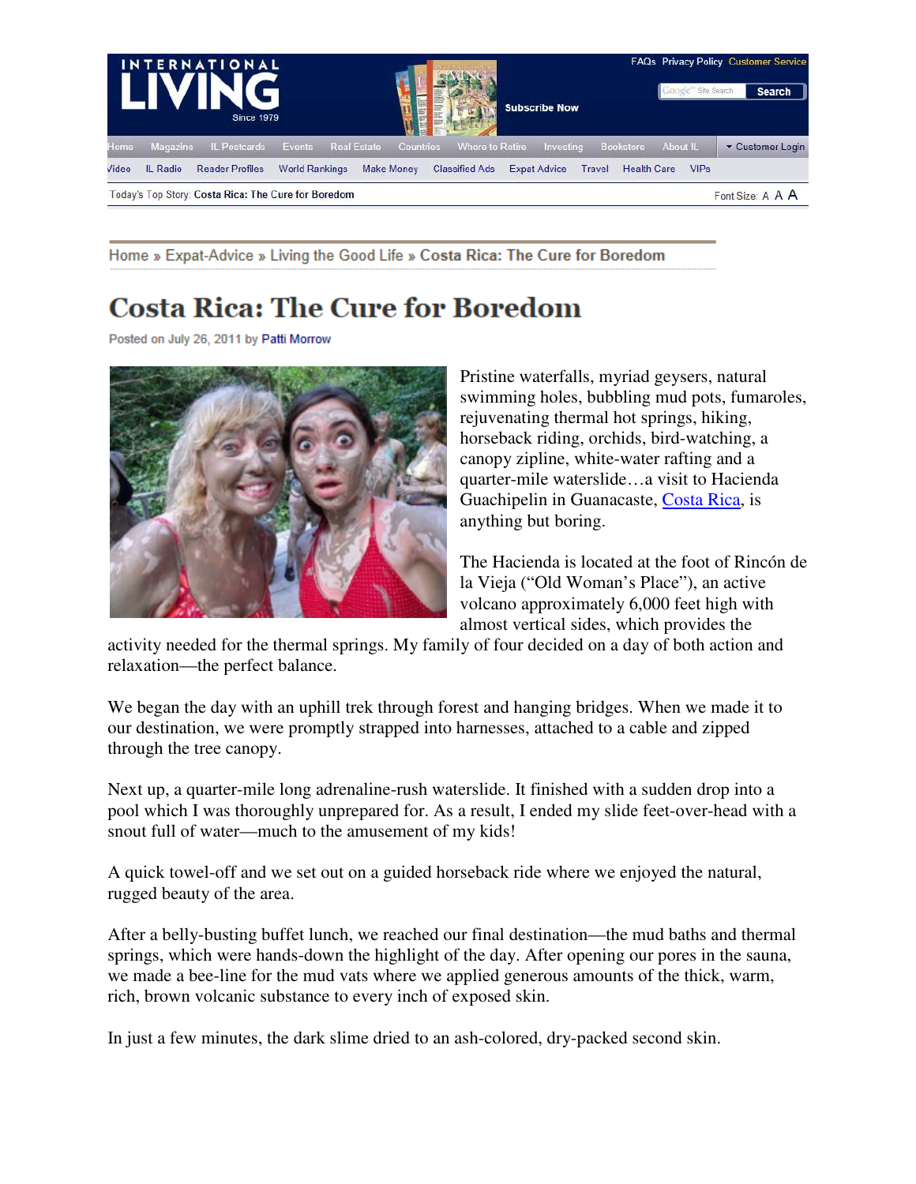# Costa Rica: The Cure for Boredom

Posted on July 26, 2011 by Patti Morrow

Pristine waterfalls, myriad geysers, natural swimming holes, bubbling mud pots, fumaroles, rejuvenating thermal hot springs, hiking, horseback riding, orchids, bird-watching, a canopy zipline, white-water rafting and a quarter-mile waterslide…a visit to Hacienda Guachipelin in Guanacaste, Costa Rica, is anything but boring.

The Hacienda is located at the foot of Rincón de la Vieja ("Old Woman's Place"), an active volcano approximately 6,000 feet high with almost vertical sides, which provides the activity needed for the thermal springs. My family of four decided on a day of both action and relaxation—the perfect balance.

We began the day with an uphill trek through forest and hanging bridges. When we made it to our destination, we were promptly strapped into harnesses, attached to a cable and zipped through the tree canopy.

Next up, a quarter-mile long adrenaline-rush waterslide. It finished with a sudden drop into a pool which I was thoroughly unprepared for. As a result, I ended my slide feet-over-head with a snout full of water—much to the amusement of my kids!

A quick towel-off and we set out on a guided horseback ride where we enjoyed the natural, rugged beauty of the area.

After a belly-busting buffet lunch, we reached our final destination—the mud baths and thermal springs, which were hands-down the highlight of the day. After opening our pores in the sauna, we made a bee-line for the mud vats where we applied generous amounts of the thick, warm, rich, brown volcanic substance to every inch of exposed skin.

In just a few minutes, the dark slime dried to an ash-colored, dry-packed second skin.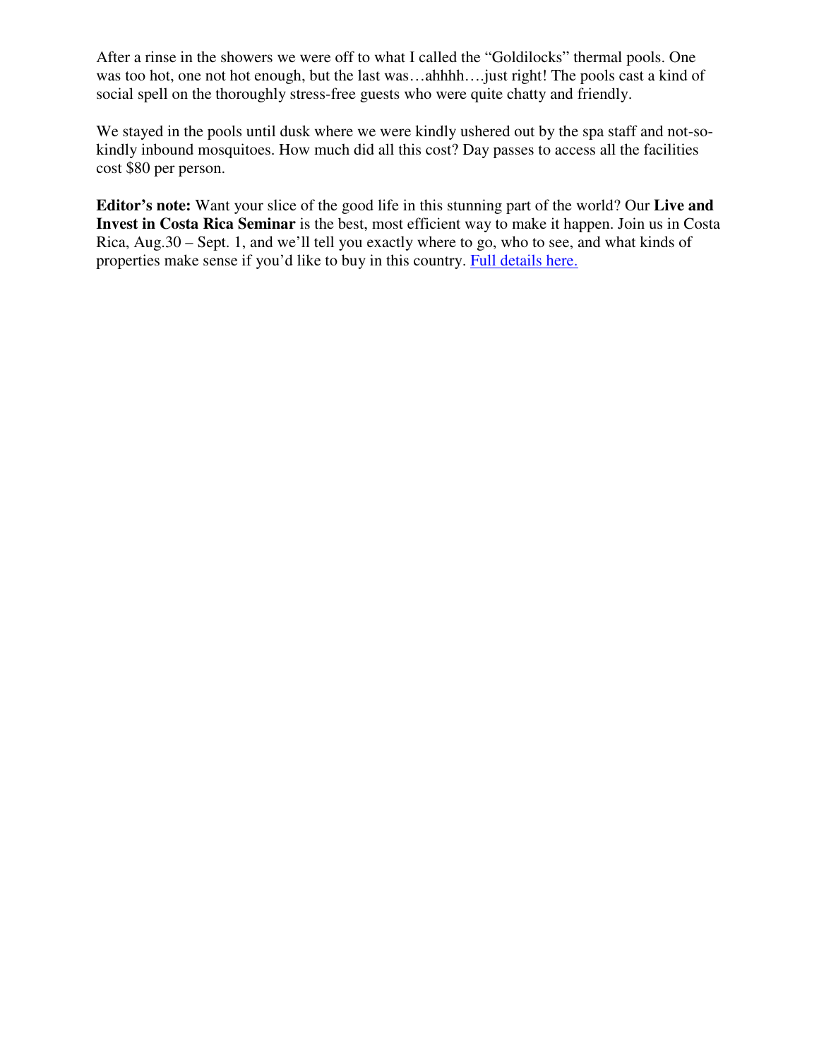After a rinse in the showers we were off to what I called the "Goldilocks" thermal pools. One was too hot, one not hot enough, but the last was…ahhhh….just right! The pools cast a kind of social spell on the thoroughly stress-free guests who were quite chatty and friendly.

We stayed in the pools until dusk where we were kindly ushered out by the spa staff and not-so-kindly inbound mosquitoes. How much did all this cost? Day passes to access all the facilities cost $80 per person.

**Editor's note:** Want your slice of the good life in this stunning part of the world? Our **Live and Invest in Costa Rica Seminar** is the best, most efficient way to make it happen. Join us in Costa Rica, Aug.30 – Sept. 1, and we'll tell you exactly where to go, who to see, and what kinds of properties make sense if you'd like to buy in this country. Full details here.